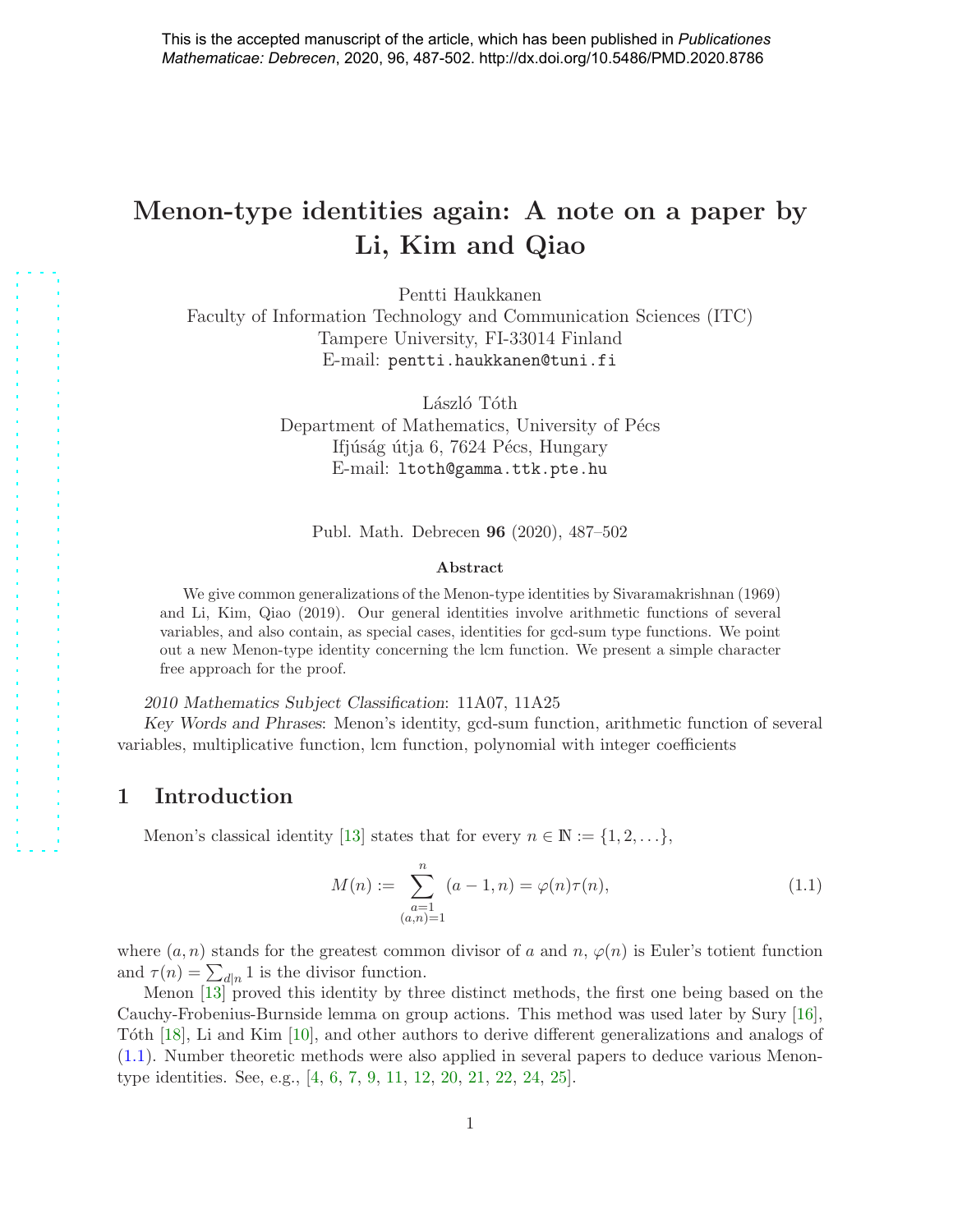This is the accepted manuscript of the article, which has been published in *Publicationes Mathematicae: Debrecen*, 2020, 96, 487-502. http://dx.doi.org/10.5486/PMD.2020.8786

# Menon-type identities again: A note on a paper by Li, Kim and Qiao

Pentti Haukkanen
Faculty of Information Technology and Communication Sciences (ITC)
Tampere University, FI-33014 Finland
E-mail: pentti.haukkanen@tuni.fi

László Tóth
Department of Mathematics, University of Pécs
Ifjúság útja 6, 7624 Pécs, Hungary
E-mail: ltoth@gamma.ttk.pte.hu

Publ. Math. Debrecen **96** (2020), 487–502

**Abstract**

We give common generalizations of the Menon-type identities by Sivaramakrishnan (1969) and Li, Kim, Qiao (2019). Our general identities involve arithmetic functions of several variables, and also contain, as special cases, identities for gcd-sum type functions. We point out a new Menon-type identity concerning the lcm function. We present a simple character free approach for the proof.

*2010 Mathematics Subject Classification*: 11A07, 11A25

*Key Words and Phrases*: Menon's identity, gcd-sum function, arithmetic function of several variables, multiplicative function, lcm function, polynomial with integer coefficients

## 1 Introduction

Menon's classical identity [13] states that for every $n \in \mathbb{N} := \{1, 2, \ldots\}$,

$$M(n) := \sum_{\substack{a=1 \\ (a,n)=1}}^{n} (a-1, n) = \varphi(n)\tau(n), \tag{1.1}$$

where $(a, n)$ stands for the greatest common divisor of $a$ and $n$, $\varphi(n)$ is Euler's totient function and $\tau(n) = \sum_{d|n} 1$ is the divisor function.

Menon [13] proved this identity by three distinct methods, the first one being based on the Cauchy-Frobenius-Burnside lemma on group actions. This method was used later by Sury [16], Tóth [18], Li and Kim [10], and other authors to derive different generalizations and analogs of (1.1). Number theoretic methods were also applied in several papers to deduce various Menon-type identities. See, e.g., [4, 6, 7, 9, 11, 12, 20, 21, 22, 24, 25].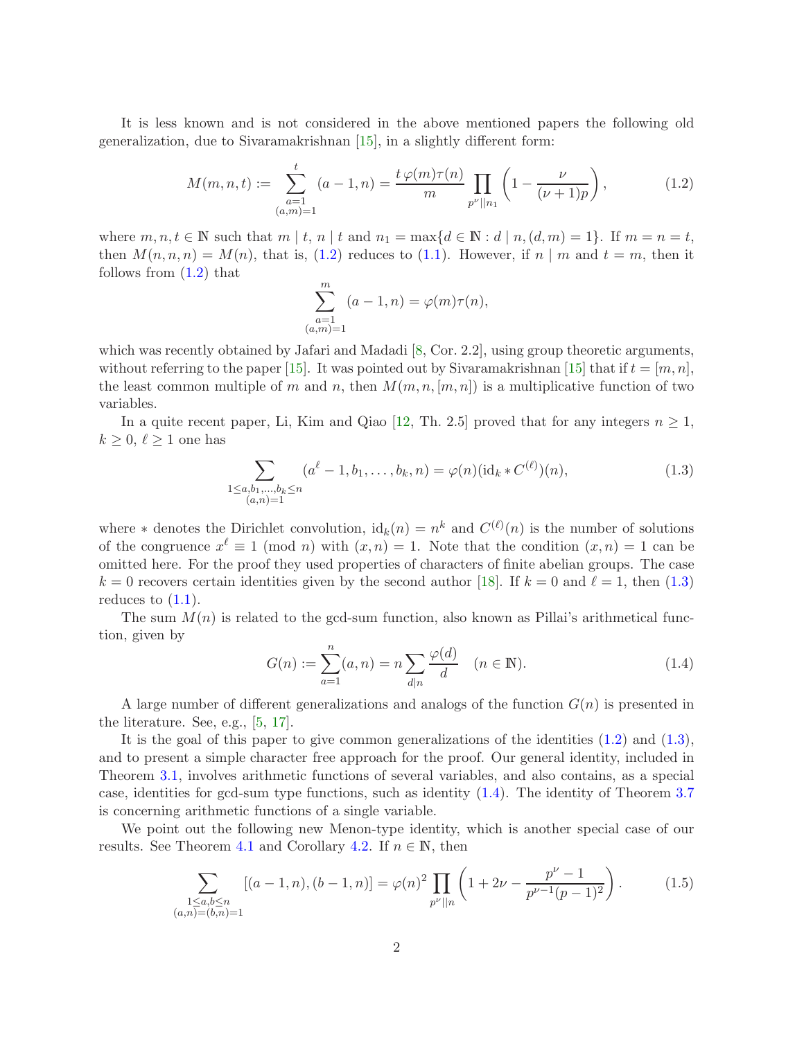It is less known and is not considered in the above mentioned papers the following old generalization, due to Sivaramakrishnan [15], in a slightly different form:

$$M(m,n,t) := \sum_{\substack{a=1 \\ (a,m)=1}}^{t} (a-1,n) = \frac{t\,\varphi(m)\tau(n)}{m} \prod_{p^\nu || n_1} \left(1 - \frac{\nu}{(\nu+1)p}\right), \tag{1.2}$$

where $m,n,t \in \mathbb{N}$ such that $m \mid t$, $n \mid t$ and $n_1 = \max\{d \in \mathbb{N} : d \mid n, (d,m)=1\}$. If $m=n=t$, then $M(n,n,n) = M(n)$, that is, (1.2) reduces to (1.1). However, if $n \mid m$ and $t=m$, then it follows from (1.2) that

$$\sum_{\substack{a=1 \\ (a,m)=1}}^{m} (a-1,n) = \varphi(m)\tau(n),$$

which was recently obtained by Jafari and Madadi [8, Cor. 2.2], using group theoretic arguments, without referring to the paper [15]. It was pointed out by Sivaramakrishnan [15] that if $t=[m,n]$, the least common multiple of $m$ and $n$, then $M(m,n,[m,n])$ is a multiplicative function of two variables.

In a quite recent paper, Li, Kim and Qiao [12, Th. 2.5] proved that for any integers $n \ge 1$, $k \ge 0$, $\ell \ge 1$ one has

$$\sum_{\substack{1 \le a,b_1,\ldots,b_k \le n \\ (a,n)=1}} (a^\ell - 1, b_1, \ldots, b_k, n) = \varphi(n)(\mathrm{id}_k * C^{(\ell)})(n), \tag{1.3}$$

where $*$ denotes the Dirichlet convolution, $\mathrm{id}_k(n) = n^k$ and $C^{(\ell)}(n)$ is the number of solutions of the congruence $x^\ell \equiv 1 \pmod{n}$ with $(x,n)=1$. Note that the condition $(x,n)=1$ can be omitted here. For the proof they used properties of characters of finite abelian groups. The case $k=0$ recovers certain identities given by the second author [18]. If $k=0$ and $\ell=1$, then (1.3) reduces to (1.1).

The sum $M(n)$ is related to the gcd-sum function, also known as Pillai's arithmetical function, given by

$$G(n) := \sum_{a=1}^{n} (a,n) = n \sum_{d \mid n} \frac{\varphi(d)}{d} \quad (n \in \mathbb{N}). \tag{1.4}$$

A large number of different generalizations and analogs of the function $G(n)$ is presented in the literature. See, e.g., [5, 17].

It is the goal of this paper to give common generalizations of the identities (1.2) and (1.3), and to present a simple character free approach for the proof. Our general identity, included in Theorem 3.1, involves arithmetic functions of several variables, and also contains, as a special case, identities for gcd-sum type functions, such as identity (1.4). The identity of Theorem 3.7 is concerning arithmetic functions of a single variable.

We point out the following new Menon-type identity, which is another special case of our results. See Theorem 4.1 and Corollary 4.2. If $n \in \mathbb{N}$, then

$$\sum_{\substack{1 \le a,b \le n \\ (a,n)=(b,n)=1}} [(a-1,n),(b-1,n)] = \varphi(n)^2 \prod_{p^\nu || n} \left(1 + 2\nu - \frac{p^\nu - 1}{p^{\nu-1}(p-1)^2}\right). \tag{1.5}$$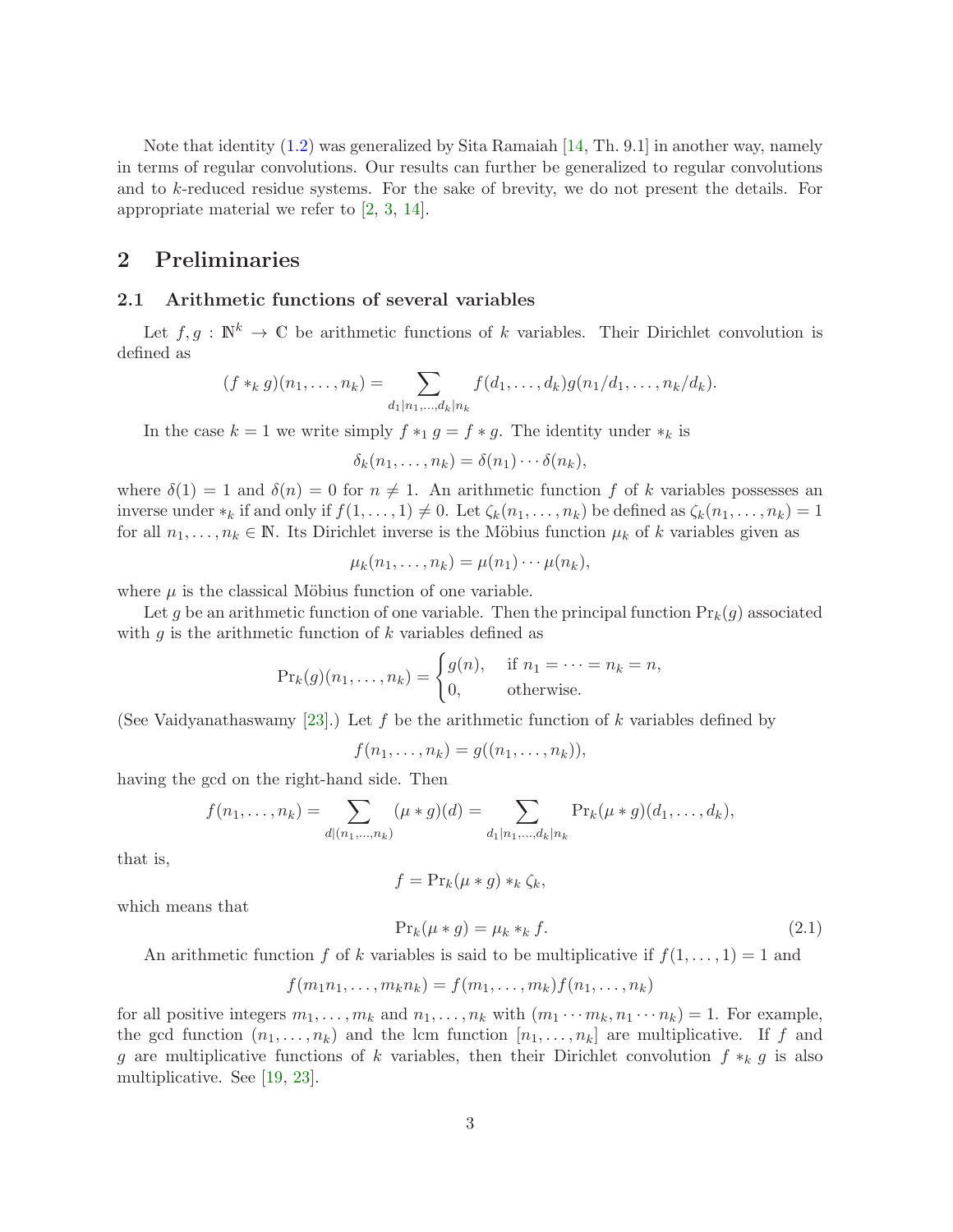Note that identity (1.2) was generalized by Sita Ramaiah [14, Th. 9.1] in another way, namely in terms of regular convolutions. Our results can further be generalized to regular convolutions and to $k$-reduced residue systems. For the sake of brevity, we do not present the details. For appropriate material we refer to [2, 3, 14].

## 2 Preliminaries

### 2.1 Arithmetic functions of several variables

Let $f, g : \mathbb{N}^k \to \mathbb{C}$ be arithmetic functions of $k$ variables. Their Dirichlet convolution is defined as

$$(f *_k g)(n_1, \ldots, n_k) = \sum_{d_1 \mid n_1, \ldots, d_k \mid n_k} f(d_1, \ldots, d_k) g(n_1/d_1, \ldots, n_k/d_k).$$

In the case $k = 1$ we write simply $f *_1 g = f * g$. The identity under $*_k$ is

$$\delta_k(n_1, \ldots, n_k) = \delta(n_1) \cdots \delta(n_k),$$

where $\delta(1) = 1$ and $\delta(n) = 0$ for $n \neq 1$. An arithmetic function $f$ of $k$ variables possesses an inverse under $*_k$ if and only if $f(1, \ldots, 1) \neq 0$. Let $\zeta_k(n_1, \ldots, n_k)$ be defined as $\zeta_k(n_1, \ldots, n_k) = 1$ for all $n_1, \ldots, n_k \in \mathbb{N}$. Its Dirichlet inverse is the Möbius function $\mu_k$ of $k$ variables given as

$$\mu_k(n_1, \ldots, n_k) = \mu(n_1) \cdots \mu(n_k),$$

where $\mu$ is the classical Möbius function of one variable.

Let $g$ be an arithmetic function of one variable. Then the principal function $\mathrm{Pr}_k(g)$ associated with $g$ is the arithmetic function of $k$ variables defined as

$$\mathrm{Pr}_k(g)(n_1, \ldots, n_k) = \begin{cases} g(n), & \text{if } n_1 = \cdots = n_k = n, \\ 0, & \text{otherwise.} \end{cases}$$

(See Vaidyanathaswamy [23].) Let $f$ be the arithmetic function of $k$ variables defined by

$$f(n_1, \ldots, n_k) = g((n_1, \ldots, n_k)),$$

having the gcd on the right-hand side. Then

$$f(n_1, \ldots, n_k) = \sum_{d \mid (n_1, \ldots, n_k)} (\mu * g)(d) = \sum_{d_1 \mid n_1, \ldots, d_k \mid n_k} \mathrm{Pr}_k(\mu * g)(d_1, \ldots, d_k),$$

that is,

$$f = \mathrm{Pr}_k(\mu * g) *_k \zeta_k,$$

which means that

$$\mathrm{Pr}_k(\mu * g) = \mu_k *_k f. \tag{2.1}$$

An arithmetic function $f$ of $k$ variables is said to be multiplicative if $f(1, \ldots, 1) = 1$ and

$$f(m_1 n_1, \ldots, m_k n_k) = f(m_1, \ldots, m_k) f(n_1, \ldots, n_k)$$

for all positive integers $m_1, \ldots, m_k$ and $n_1, \ldots, n_k$ with $(m_1 \cdots m_k, n_1 \cdots n_k) = 1$. For example, the gcd function $(n_1, \ldots, n_k)$ and the lcm function $[n_1, \ldots, n_k]$ are multiplicative. If $f$ and $g$ are multiplicative functions of $k$ variables, then their Dirichlet convolution $f *_k g$ is also multiplicative. See [19, 23].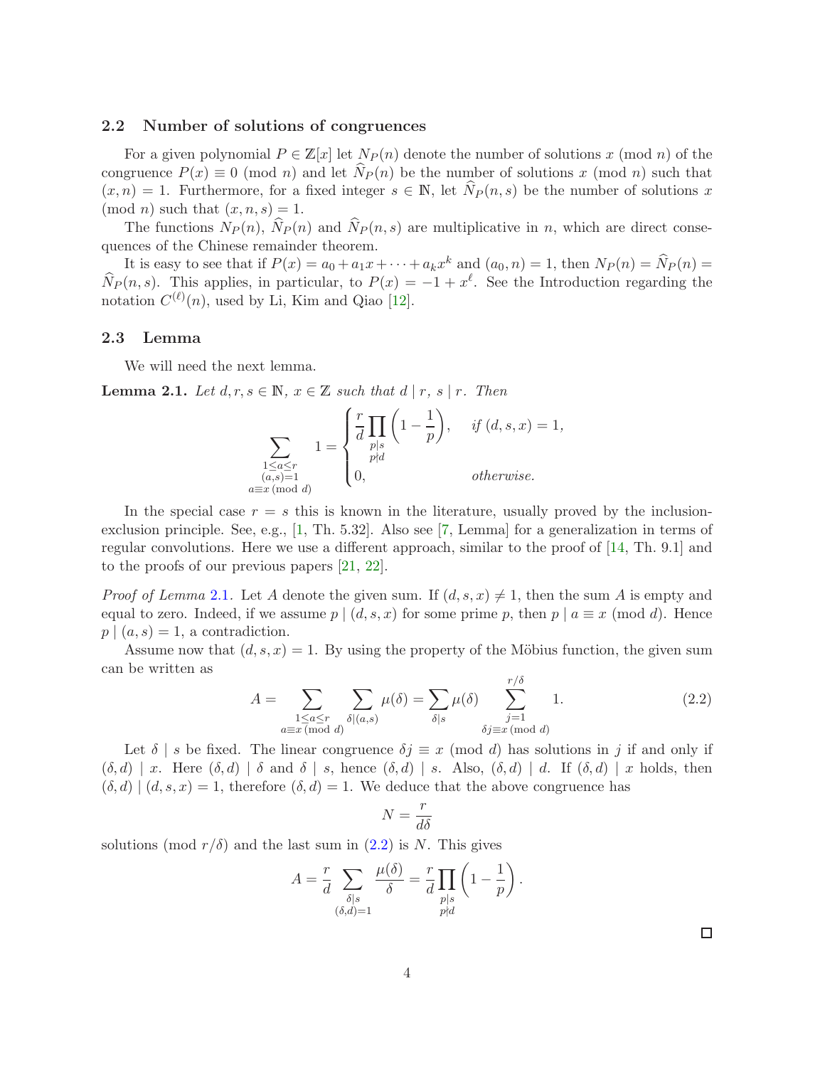### 2.2 Number of solutions of congruences

For a given polynomial $P \in \mathbb{Z}[x]$ let $N_P(n)$ denote the number of solutions $x \pmod{n}$ of the congruence $P(x) \equiv 0 \pmod{n}$ and let $\widehat{N}_P(n)$ be the number of solutions $x \pmod{n}$ such that $(x,n)=1$. Furthermore, for a fixed integer $s \in \mathbb{N}$, let $\widehat{N}_P(n,s)$ be the number of solutions $x \pmod{n}$ such that $(x,n,s)=1$.

The functions $N_P(n)$, $\widehat{N}_P(n)$ and $\widehat{N}_P(n,s)$ are multiplicative in $n$, which are direct consequences of the Chinese remainder theorem.

It is easy to see that if $P(x) = a_0 + a_1 x + \cdots + a_k x^k$ and $(a_0, n) = 1$, then $N_P(n) = \widehat{N}_P(n) = \widehat{N}_P(n,s)$. This applies, in particular, to $P(x) = -1 + x^{\ell}$. See the Introduction regarding the notation $C^{(\ell)}(n)$, used by Li, Kim and Qiao [12].

### 2.3 Lemma

We will need the next lemma.

**Lemma 2.1.** *Let $d, r, s \in \mathbb{N}$, $x \in \mathbb{Z}$ such that $d \mid r$, $s \mid r$. Then*

$$\sum_{\substack{1 \le a \le r \\ (a,s)=1 \\ a \equiv x \ (\mathrm{mod}\ d)}} 1 = \begin{cases} \dfrac{r}{d} \displaystyle\prod_{\substack{p \mid s \\ p \nmid d}} \left(1 - \frac{1}{p}\right), & \text{if } (d,s,x)=1, \\ 0, & \text{otherwise.} \end{cases}$$

In the special case $r = s$ this is known in the literature, usually proved by the inclusion-exclusion principle. See, e.g., [1, Th. 5.32]. Also see [7, Lemma] for a generalization in terms of regular convolutions. Here we use a different approach, similar to the proof of [14, Th. 9.1] and to the proofs of our previous papers [21, 22].

*Proof of Lemma 2.1.* Let $A$ denote the given sum. If $(d,s,x) \neq 1$, then the sum $A$ is empty and equal to zero. Indeed, if we assume $p \mid (d,s,x)$ for some prime $p$, then $p \mid a \equiv x \pmod{d}$. Hence $p \mid (a,s) = 1$, a contradiction.

Assume now that $(d,s,x) = 1$. By using the property of the Möbius function, the given sum can be written as

$$A = \sum_{\substack{1 \le a \le r \\ a \equiv x \ (\mathrm{mod}\ d)}} \sum_{\delta \mid (a,s)} \mu(\delta) = \sum_{\delta \mid s} \mu(\delta) \sum_{\substack{j=1 \\ \delta j \equiv x \ (\mathrm{mod}\ d)}}^{r/\delta} 1. \tag{2.2}$$

Let $\delta \mid s$ be fixed. The linear congruence $\delta j \equiv x \pmod{d}$ has solutions in $j$ if and only if $(\delta, d) \mid x$. Here $(\delta, d) \mid \delta$ and $\delta \mid s$, hence $(\delta, d) \mid s$. Also, $(\delta, d) \mid d$. If $(\delta, d) \mid x$ holds, then $(\delta, d) \mid (d, s, x) = 1$, therefore $(\delta, d) = 1$. We deduce that the above congruence has

$$N = \frac{r}{d\delta}$$

solutions $\pmod{r/\delta}$ and the last sum in (2.2) is $N$. This gives

$$A = \frac{r}{d} \sum_{\substack{\delta \mid s \\ (\delta, d)=1}} \frac{\mu(\delta)}{\delta} = \frac{r}{d} \prod_{\substack{p \mid s \\ p \nmid d}} \left(1 - \frac{1}{p}\right).$$

□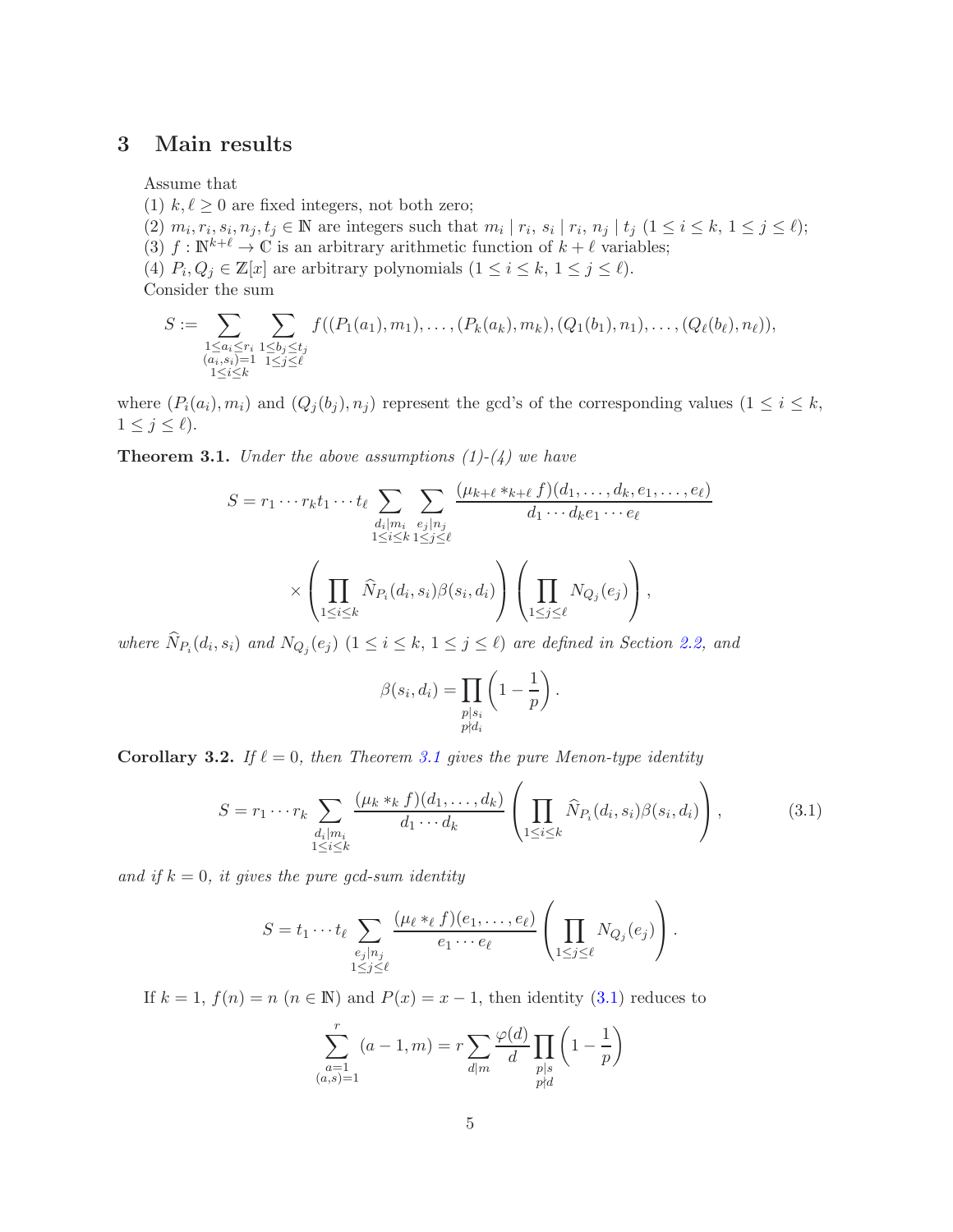## 3 Main results

Assume that

(1) $k, \ell \geq 0$ are fixed integers, not both zero;

(2) $m_i, r_i, s_i, n_j, t_j \in \mathbb{N}$ are integers such that $m_i \mid r_i$, $s_i \mid r_i$, $n_j \mid t_j$ $(1 \leq i \leq k,\ 1 \leq j \leq \ell)$;

(3) $f : \mathbb{N}^{k+\ell} \to \mathbb{C}$ is an arbitrary arithmetic function of $k+\ell$ variables;

(4) $P_i, Q_j \in \mathbb{Z}[x]$ are arbitrary polynomials $(1 \leq i \leq k,\ 1 \leq j \leq \ell)$.

Consider the sum

$$S := \sum_{\substack{1 \leq a_i \leq r_i \\ (a_i, s_i)=1 \\ 1 \leq i \leq k}} \sum_{\substack{1 \leq b_j \leq t_j \\ 1 \leq j \leq \ell}} f((P_1(a_1), m_1), \ldots, (P_k(a_k), m_k), (Q_1(b_1), n_1), \ldots, (Q_\ell(b_\ell), n_\ell)),$$

where $(P_i(a_i), m_i)$ and $(Q_j(b_j), n_j)$ represent the gcd's of the corresponding values $(1 \leq i \leq k$, $1 \leq j \leq \ell)$.

**Theorem 3.1.** *Under the above assumptions (1)-(4) we have*

$$S = r_1 \cdots r_k t_1 \cdots t_\ell \sum_{\substack{d_i \mid m_i \\ 1 \leq i \leq k}} \sum_{\substack{e_j \mid n_j \\ 1 \leq j \leq \ell}} \frac{(\mu_{k+\ell} *_{k+\ell} f)(d_1, \ldots, d_k, e_1, \ldots, e_\ell)}{d_1 \cdots d_k e_1 \cdots e_\ell}$$

$$\times \left( \prod_{1 \leq i \leq k} \widehat{N}_{P_i}(d_i, s_i) \beta(s_i, d_i) \right) \left( \prod_{1 \leq j \leq \ell} N_{Q_j}(e_j) \right),$$

*where $\widehat{N}_{P_i}(d_i, s_i)$ and $N_{Q_j}(e_j)$ $(1 \leq i \leq k,\ 1 \leq j \leq \ell)$ are defined in Section 2.2, and*

$$\beta(s_i, d_i) = \prod_{\substack{p \mid s_i \\ p \nmid d_i}} \left(1 - \frac{1}{p}\right).$$

**Corollary 3.2.** *If $\ell = 0$, then Theorem 3.1 gives the pure Menon-type identity*

$$S = r_1 \cdots r_k \sum_{\substack{d_i \mid m_i \\ 1 \leq i \leq k}} \frac{(\mu_k *_k f)(d_1, \ldots, d_k)}{d_1 \cdots d_k} \left( \prod_{1 \leq i \leq k} \widehat{N}_{P_i}(d_i, s_i) \beta(s_i, d_i) \right), \tag{3.1}$$

*and if $k = 0$, it gives the pure gcd-sum identity*

$$S = t_1 \cdots t_\ell \sum_{\substack{e_j \mid n_j \\ 1 \leq j \leq \ell}} \frac{(\mu_\ell *_\ell f)(e_1, \ldots, e_\ell)}{e_1 \cdots e_\ell} \left( \prod_{1 \leq j \leq \ell} N_{Q_j}(e_j) \right).$$

If $k = 1$, $f(n) = n$ $(n \in \mathbb{N})$ and $P(x) = x - 1$, then identity (3.1) reduces to

$$\sum_{\substack{a=1 \\ (a,s)=1}}^{r} (a-1, m) = r \sum_{d \mid m} \frac{\varphi(d)}{d} \prod_{\substack{p \mid s \\ p \nmid d}} \left(1 - \frac{1}{p}\right)$$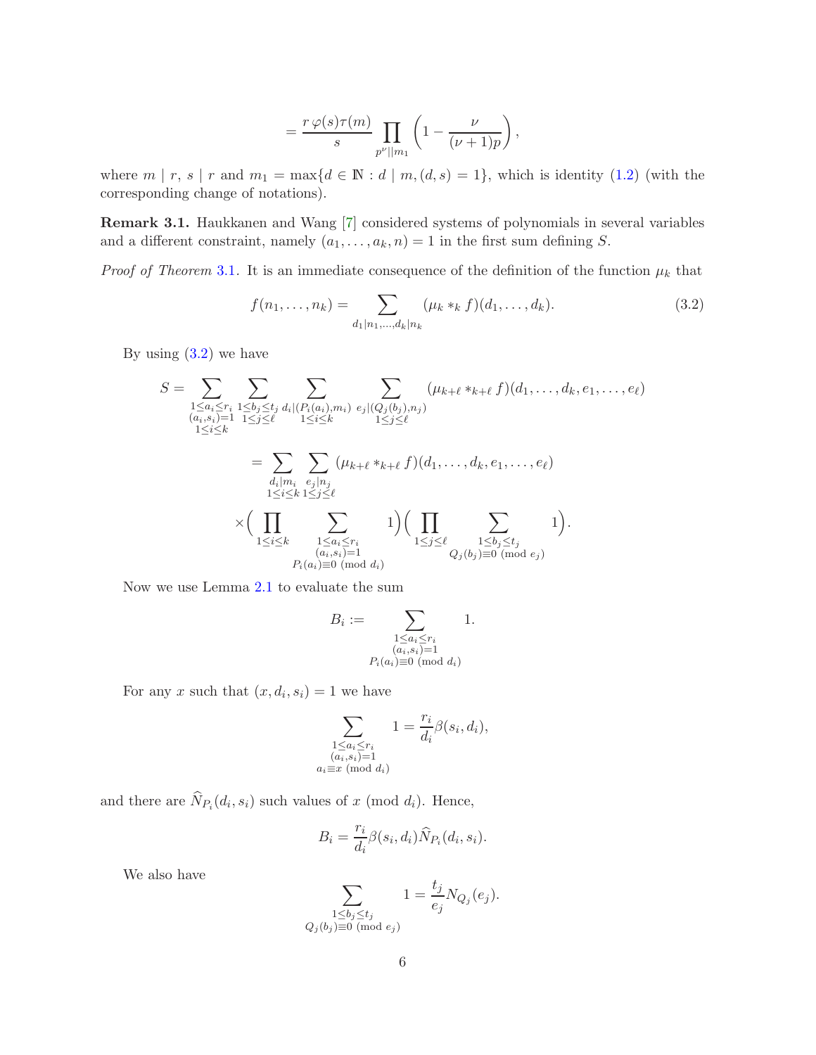$$= \frac{r\,\varphi(s)\tau(m)}{s} \prod_{p^\nu || m_1} \left(1 - \frac{\nu}{(\nu+1)p}\right),$$

where $m \mid r$, $s \mid r$ and $m_1 = \max\{d \in \mathbb{N} : d \mid m, (d,s) = 1\}$, which is identity (1.2) (with the corresponding change of notations).

**Remark 3.1.** Haukkanen and Wang [7] considered systems of polynomials in several variables and a different constraint, namely $(a_1, \ldots, a_k, n) = 1$ in the first sum defining $S$.

*Proof of Theorem* 3.1. It is an immediate consequence of the definition of the function $\mu_k$ that

$$f(n_1, \ldots, n_k) = \sum_{d_1 | n_1, \ldots, d_k | n_k} (\mu_k *_k f)(d_1, \ldots, d_k). \tag{3.2}$$

By using (3.2) we have

$$S = \sum_{\substack{1 \le a_i \le r_i \\ (a_i, s_i) = 1 \\ 1 \le i \le k}} \sum_{\substack{1 \le b_j \le t_j \\ 1 \le j \le \ell}} \sum_{\substack{d_i | (P_i(a_i), m_i) \\ 1 \le i \le k}} \sum_{\substack{e_j | (Q_j(b_j), n_j) \\ 1 \le j \le \ell}} (\mu_{k+\ell} *_{k+\ell} f)(d_1, \ldots, d_k, e_1, \ldots, e_\ell)$$

$$= \sum_{\substack{d_i | m_i \\ 1 \le i \le k}} \sum_{\substack{e_j | n_j \\ 1 \le j \le \ell}} (\mu_{k+\ell} *_{k+\ell} f)(d_1, \ldots, d_k, e_1, \ldots, e_\ell)$$

$$\times \Big( \prod_{1 \le i \le k} \sum_{\substack{1 \le a_i \le r_i \\ (a_i, s_i) = 1 \\ P_i(a_i) \equiv 0 \text{ (mod } d_i)}} 1 \Big) \Big( \prod_{1 \le j \le \ell} \sum_{\substack{1 \le b_j \le t_j \\ Q_j(b_j) \equiv 0 \text{ (mod } e_j)}} 1 \Big).$$

Now we use Lemma 2.1 to evaluate the sum

$$B_i := \sum_{\substack{1 \le a_i \le r_i \\ (a_i, s_i) = 1 \\ P_i(a_i) \equiv 0 \text{ (mod } d_i)}} 1.$$

For any $x$ such that $(x, d_i, s_i) = 1$ we have

$$\sum_{\substack{1 \le a_i \le r_i \\ (a_i, s_i) = 1 \\ a_i \equiv x \text{ (mod } d_i)}} 1 = \frac{r_i}{d_i} \beta(s_i, d_i),$$

and there are $\widehat{N}_{P_i}(d_i, s_i)$ such values of $x$ (mod $d_i$). Hence,

$$B_i = \frac{r_i}{d_i} \beta(s_i, d_i) \widehat{N}_{P_i}(d_i, s_i).$$

We also have

$$\sum_{\substack{1 \le b_j \le t_j \\ Q_j(b_j) \equiv 0 \text{ (mod } e_j)}} 1 = \frac{t_j}{e_j} N_{Q_j}(e_j).$$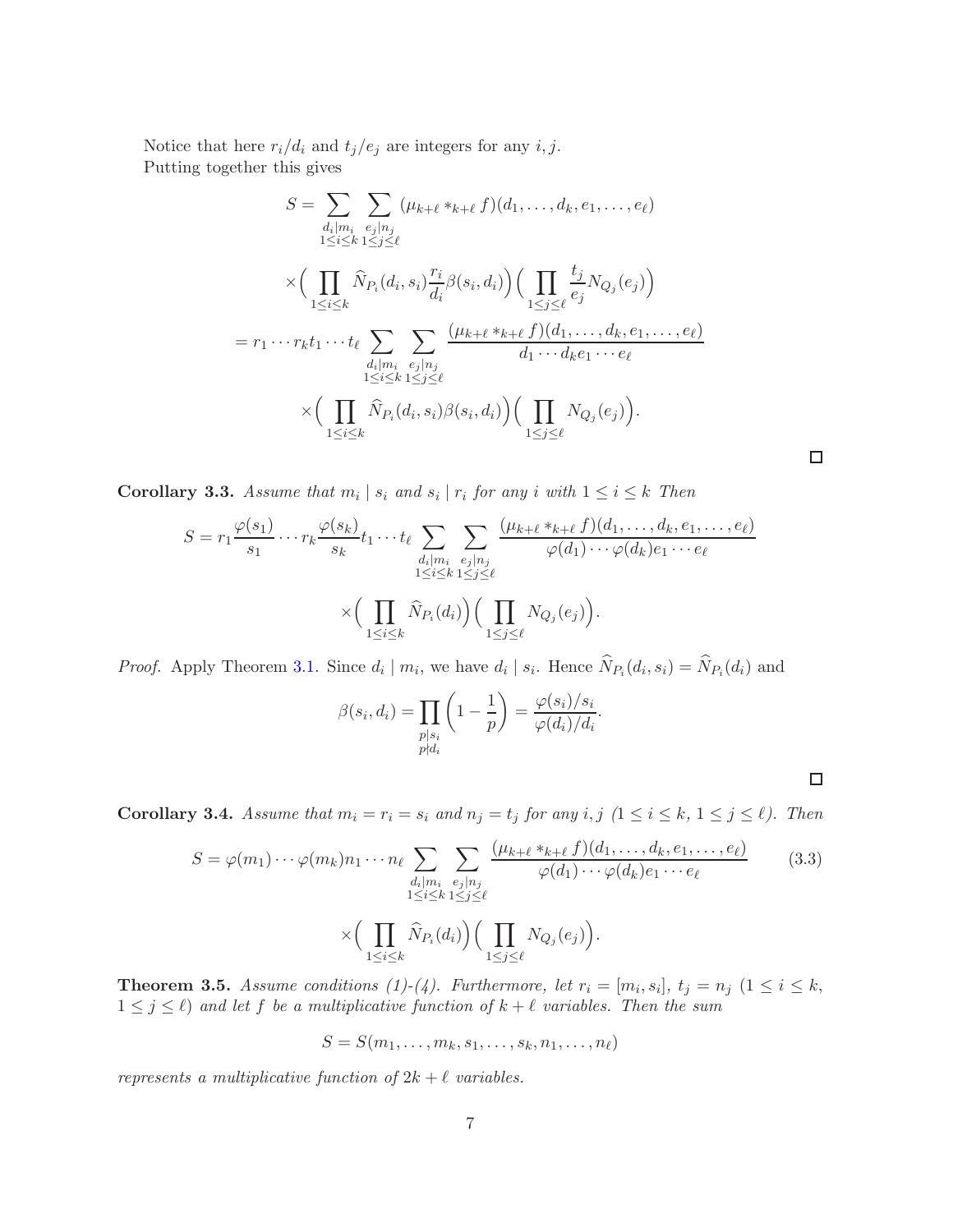Notice that here $r_i/d_i$ and $t_j/e_j$ are integers for any $i, j$.

Putting together this gives

$$
\begin{aligned}
S &= \sum_{\substack{d_i \mid m_i \\ 1 \le i \le k}} \sum_{\substack{e_j \mid n_j \\ 1 \le j \le \ell}} (\mu_{k+\ell} *_{k+\ell} f)(d_1, \ldots, d_k, e_1, \ldots, e_\ell) \\
&\quad \times \Big( \prod_{1 \le i \le k} \widehat{N}_{P_i}(d_i, s_i) \frac{r_i}{d_i} \beta(s_i, d_i) \Big) \Big( \prod_{1 \le j \le \ell} \frac{t_j}{e_j} N_{Q_j}(e_j) \Big) \\
&= r_1 \cdots r_k t_1 \cdots t_\ell \sum_{\substack{d_i \mid m_i \\ 1 \le i \le k}} \sum_{\substack{e_j \mid n_j \\ 1 \le j \le \ell}} \frac{(\mu_{k+\ell} *_{k+\ell} f)(d_1, \ldots, d_k, e_1, \ldots, e_\ell)}{d_1 \cdots d_k e_1 \cdots e_\ell} \\
&\quad \times \Big( \prod_{1 \le i \le k} \widehat{N}_{P_i}(d_i, s_i) \beta(s_i, d_i) \Big) \Big( \prod_{1 \le j \le \ell} N_{Q_j}(e_j) \Big).
\end{aligned}
$$

∎

**Corollary 3.3.** *Assume that $m_i \mid s_i$ and $s_i \mid r_i$ for any $i$ with $1 \le i \le k$ Then*

$$
S = r_1 \frac{\varphi(s_1)}{s_1} \cdots r_k \frac{\varphi(s_k)}{s_k} t_1 \cdots t_\ell \sum_{\substack{d_i \mid m_i \\ 1 \le i \le k}} \sum_{\substack{e_j \mid n_j \\ 1 \le j \le \ell}} \frac{(\mu_{k+\ell} *_{k+\ell} f)(d_1, \ldots, d_k, e_1, \ldots, e_\ell)}{\varphi(d_1) \cdots \varphi(d_k) e_1 \cdots e_\ell}
$$

$$
\times \Big( \prod_{1 \le i \le k} \widehat{N}_{P_i}(d_i) \Big) \Big( \prod_{1 \le j \le \ell} N_{Q_j}(e_j) \Big).
$$

*Proof.* Apply Theorem 3.1. Since $d_i \mid m_i$, we have $d_i \mid s_i$. Hence $\widehat{N}_{P_i}(d_i, s_i) = \widehat{N}_{P_i}(d_i)$ and

$$
\beta(s_i, d_i) = \prod_{\substack{p \mid s_i \\ p \nmid d_i}} \left( 1 - \frac{1}{p} \right) = \frac{\varphi(s_i)/s_i}{\varphi(d_i)/d_i}.
$$

∎

**Corollary 3.4.** *Assume that $m_i = r_i = s_i$ and $n_j = t_j$ for any $i, j$ ($1 \le i \le k$, $1 \le j \le \ell$). Then*

$$
S = \varphi(m_1) \cdots \varphi(m_k) n_1 \cdots n_\ell \sum_{\substack{d_i \mid m_i \\ 1 \le i \le k}} \sum_{\substack{e_j \mid n_j \\ 1 \le j \le \ell}} \frac{(\mu_{k+\ell} *_{k+\ell} f)(d_1, \ldots, d_k, e_1, \ldots, e_\ell)}{\varphi(d_1) \cdots \varphi(d_k) e_1 \cdots e_\ell} \tag{3.3}
$$

$$
\times \Big( \prod_{1 \le i \le k} \widehat{N}_{P_i}(d_i) \Big) \Big( \prod_{1 \le j \le \ell} N_{Q_j}(e_j) \Big).
$$

**Theorem 3.5.** *Assume conditions (1)-(4). Furthermore, let $r_i = [m_i, s_i]$, $t_j = n_j$ ($1 \le i \le k$, $1 \le j \le \ell$) and let $f$ be a multiplicative function of $k + \ell$ variables. Then the sum*

$$
S = S(m_1, \ldots, m_k, s_1, \ldots, s_k, n_1, \ldots, n_\ell)
$$

*represents a multiplicative function of $2k + \ell$ variables.*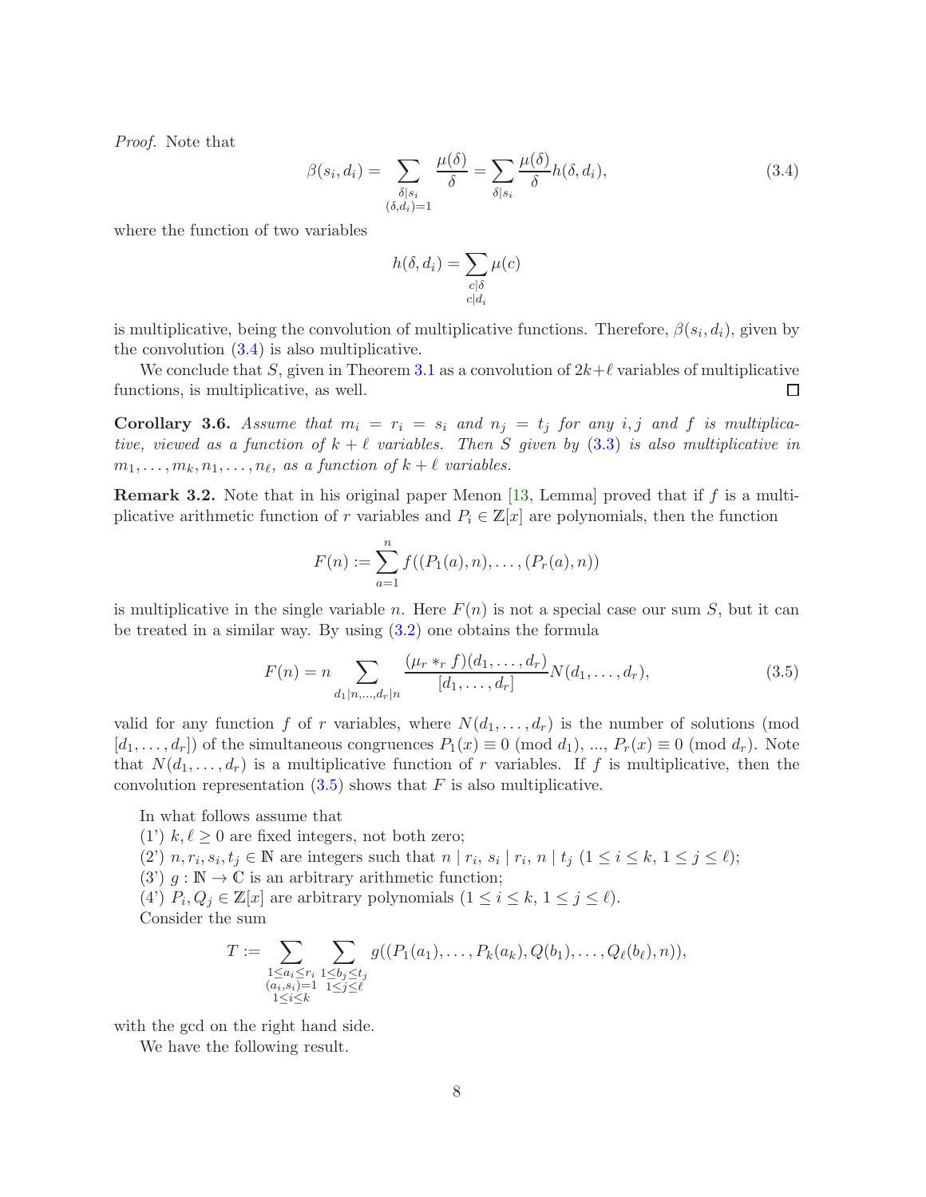*Proof.* Note that

$$\beta(s_i,d_i) = \sum_{\substack{\delta \mid s_i \\ (\delta,d_i)=1}} \frac{\mu(\delta)}{\delta} = \sum_{\delta \mid s_i} \frac{\mu(\delta)}{\delta} h(\delta, d_i), \tag{3.4}$$

where the function of two variables

$$h(\delta, d_i) = \sum_{\substack{c \mid \delta \\ c \mid d_i}} \mu(c)$$

is multiplicative, being the convolution of multiplicative functions. Therefore, $\beta(s_i,d_i)$, given by the convolution (3.4) is also multiplicative.

We conclude that $S$, given in Theorem 3.1 as a convolution of $2k+\ell$ variables of multiplicative functions, is multiplicative, as well. □

**Corollary 3.6.** *Assume that $m_i = r_i = s_i$ and $n_j = t_j$ for any $i,j$ and $f$ is multiplicative, viewed as a function of $k+\ell$ variables. Then $S$ given by (3.3) is also multiplicative in $m_1,\ldots,m_k,n_1,\ldots,n_\ell$, as a function of $k+\ell$ variables.*

**Remark 3.2.** Note that in his original paper Menon [13, Lemma] proved that if $f$ is a multiplicative arithmetic function of $r$ variables and $P_i \in \mathbb{Z}[x]$ are polynomials, then the function

$$F(n) := \sum_{a=1}^{n} f((P_1(a),n),\ldots,(P_r(a),n))$$

is multiplicative in the single variable $n$. Here $F(n)$ is not a special case our sum $S$, but it can be treated in a similar way. By using (3.2) one obtains the formula

$$F(n) = n \sum_{d_1 \mid n,\ldots,d_r \mid n} \frac{(\mu_r *_r f)(d_1,\ldots,d_r)}{[d_1,\ldots,d_r]} N(d_1,\ldots,d_r), \tag{3.5}$$

valid for any function $f$ of $r$ variables, where $N(d_1,\ldots,d_r)$ is the number of solutions (mod $[d_1,\ldots,d_r]$) of the simultaneous congruences $P_1(x) \equiv 0 \pmod{d_1}$, ..., $P_r(x) \equiv 0 \pmod{d_r}$. Note that $N(d_1,\ldots,d_r)$ is a multiplicative function of $r$ variables. If $f$ is multiplicative, then the convolution representation (3.5) shows that $F$ is also multiplicative.

In what follows assume that

(1') $k,\ell \ge 0$ are fixed integers, not both zero;

(2') $n, r_i, s_i, t_j \in \mathbb{N}$ are integers such that $n \mid r_i$, $s_i \mid r_i$, $n \mid t_j$ ($1 \le i \le k$, $1 \le j \le \ell$);

(3') $g : \mathbb{N} \to \mathbb{C}$ is an arbitrary arithmetic function;

(4') $P_i, Q_j \in \mathbb{Z}[x]$ are arbitrary polynomials ($1 \le i \le k$, $1 \le j \le \ell$).

Consider the sum

$$T := \sum_{\substack{1 \le a_i \le r_i \\ (a_i,s_i)=1 \\ 1 \le i \le k}} \sum_{\substack{1 \le b_j \le t_j \\ 1 \le j \le \ell}} g((P_1(a_1),\ldots,P_k(a_k),Q(b_1),\ldots,Q_\ell(b_\ell),n)),$$

with the gcd on the right hand side.

We have the following result.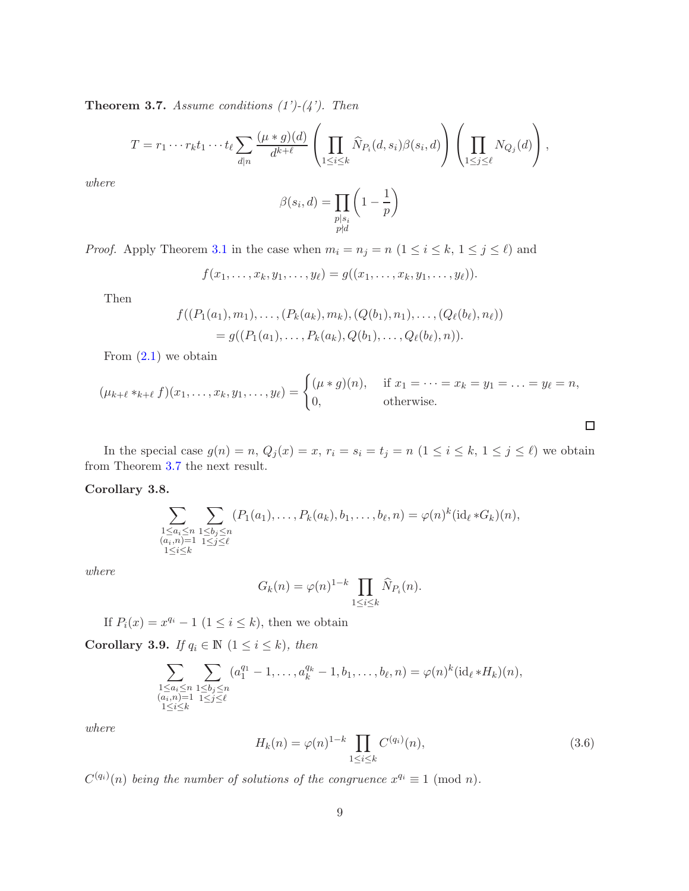**Theorem 3.7.** *Assume conditions (1')-(4'). Then*

$$T = r_1 \cdots r_k t_1 \cdots t_\ell \sum_{d \mid n} \frac{(\mu * g)(d)}{d^{k+\ell}} \left( \prod_{1 \le i \le k} \widehat{N}_{P_i}(d, s_i) \beta(s_i, d) \right) \left( \prod_{1 \le j \le \ell} N_{Q_j}(d) \right),$$

*where*

$$\beta(s_i, d) = \prod_{\substack{p \mid s_i \\ p \nmid d}} \left( 1 - \frac{1}{p} \right)$$

*Proof.* Apply Theorem 3.1 in the case when $m_i = n_j = n$ ($1 \le i \le k$, $1 \le j \le \ell$) and

$$f(x_1, \ldots, x_k, y_1, \ldots, y_\ell) = g((x_1, \ldots, x_k, y_1, \ldots, y_\ell)).$$

Then

$$f((P_1(a_1), m_1), \ldots, (P_k(a_k), m_k), (Q(b_1), n_1), \ldots, (Q_\ell(b_\ell), n_\ell))$$
$$= g((P_1(a_1), \ldots, P_k(a_k), Q(b_1), \ldots, Q_\ell(b_\ell), n)).$$

From (2.1) we obtain

$$(\mu_{k+\ell} *_{k+\ell} f)(x_1, \ldots, x_k, y_1, \ldots, y_\ell) = \begin{cases} (\mu * g)(n), & \text{if } x_1 = \cdots = x_k = y_1 = \ldots = y_\ell = n, \\ 0, & \text{otherwise.} \end{cases}$$

□

In the special case $g(n) = n$, $Q_j(x) = x$, $r_i = s_i = t_j = n$ ($1 \le i \le k$, $1 \le j \le \ell$) we obtain from Theorem 3.7 the next result.

**Corollary 3.8.**

$$\sum_{\substack{1 \le a_i \le n \\ (a_i, n) = 1 \\ 1 \le i \le k}} \sum_{\substack{1 \le b_j \le n \\ 1 \le j \le \ell}} (P_1(a_1), \ldots, P_k(a_k), b_1, \ldots, b_\ell, n) = \varphi(n)^k (\mathrm{id}_\ell * G_k)(n),$$

*where*

$$G_k(n) = \varphi(n)^{1-k} \prod_{1 \le i \le k} \widehat{N}_{P_i}(n).$$

If $P_i(x) = x^{q_i} - 1$ ($1 \le i \le k$), then we obtain

**Corollary 3.9.** *If $q_i \in \mathbb{N}$ ($1 \le i \le k$), then*

$$\sum_{\substack{1 \le a_i \le n \\ (a_i, n) = 1 \\ 1 \le i \le k}} \sum_{\substack{1 \le b_j \le n \\ 1 \le j \le \ell}} (a_1^{q_1} - 1, \ldots, a_k^{q_k} - 1, b_1, \ldots, b_\ell, n) = \varphi(n)^k (\mathrm{id}_\ell * H_k)(n),$$

*where*

$$H_k(n) = \varphi(n)^{1-k} \prod_{1 \le i \le k} C^{(q_i)}(n), \tag{3.6}$$

*$C^{(q_i)}(n)$ being the number of solutions of the congruence $x^{q_i} \equiv 1 \pmod{n}$.*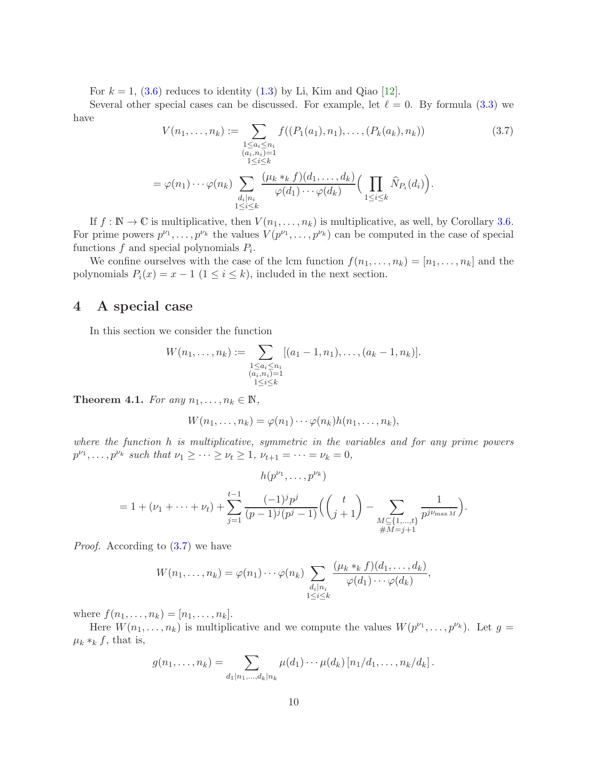For $k=1$, (3.6) reduces to identity (1.3) by Li, Kim and Qiao [12].

Several other special cases can be discussed. For example, let $\ell = 0$. By formula (3.3) we have

$$
\begin{aligned}
V(n_1,\ldots,n_k) &:= \sum_{\substack{1\le a_i\le n_i\\ (a_i,n_i)=1\\ 1\le i\le k}} f((P_1(a_1),n_1),\ldots,(P_k(a_k),n_k)) \qquad (3.7)\\
&= \varphi(n_1)\cdots\varphi(n_k) \sum_{\substack{d_i\mid n_i\\ 1\le i\le k}} \frac{(\mu_k *_k f)(d_1,\ldots,d_k)}{\varphi(d_1)\cdots\varphi(d_k)} \Big( \prod_{1\le i\le k} \widehat{N}_{P_i}(d_i) \Big).
\end{aligned}
$$

If $f:\mathbb{N}\to\mathbb{C}$ is multiplicative, then $V(n_1,\ldots,n_k)$ is multiplicative, as well, by Corollary 3.6. For prime powers $p^{\nu_1},\ldots,p^{\nu_k}$ the values $V(p^{\nu_1},\ldots,p^{\nu_k})$ can be computed in the case of special functions $f$ and special polynomials $P_i$.

We confine ourselves with the case of the lcm function $f(n_1,\ldots,n_k)=[n_1,\ldots,n_k]$ and the polynomials $P_i(x)=x-1$ $(1\le i\le k)$, included in the next section.

## 4 A special case

In this section we consider the function

$$
W(n_1,\ldots,n_k) := \sum_{\substack{1\le a_i\le n_i\\ (a_i,n_i)=1\\ 1\le i\le k}} [(a_1-1,n_1),\ldots,(a_k-1,n_k)].
$$

**Theorem 4.1.** *For any $n_1,\ldots,n_k\in\mathbb{N}$,*

$$
W(n_1,\ldots,n_k) = \varphi(n_1)\cdots\varphi(n_k) h(n_1,\ldots,n_k),
$$

*where the function $h$ is multiplicative, symmetric in the variables and for any prime powers $p^{\nu_1},\ldots,p^{\nu_k}$ such that $\nu_1\ge\cdots\ge\nu_t\ge 1$, $\nu_{t+1}=\cdots=\nu_k=0$,*

$$
\begin{aligned}
&h(p^{\nu_1},\ldots,p^{\nu_k})\\
&= 1+(\nu_1+\cdots+\nu_t) + \sum_{j=1}^{t-1} \frac{(-1)^j p^j}{(p-1)^j(p^j-1)} \Big( \binom{t}{j+1} - \sum_{\substack{M\subseteq\{1,\ldots,t\}\\ \#M=j+1}} \frac{1}{p^{j\nu_{\max M}}} \Big).
\end{aligned}
$$

*Proof.* According to (3.7) we have

$$
W(n_1,\ldots,n_k) = \varphi(n_1)\cdots\varphi(n_k) \sum_{\substack{d_i\mid n_i\\ 1\le i\le k}} \frac{(\mu_k *_k f)(d_1,\ldots,d_k)}{\varphi(d_1)\cdots\varphi(d_k)},
$$

where $f(n_1,\ldots,n_k)=[n_1,\ldots,n_k]$.

Here $W(n_1,\ldots,n_k)$ is multiplicative and we compute the values $W(p^{\nu_1},\ldots,p^{\nu_k})$. Let $g=\mu_k *_k f$, that is,

$$
g(n_1,\ldots,n_k) = \sum_{d_1\mid n_1,\ldots,d_k\mid n_k} \mu(d_1)\cdots\mu(d_k)\,[n_1/d_1,\ldots,n_k/d_k].
$$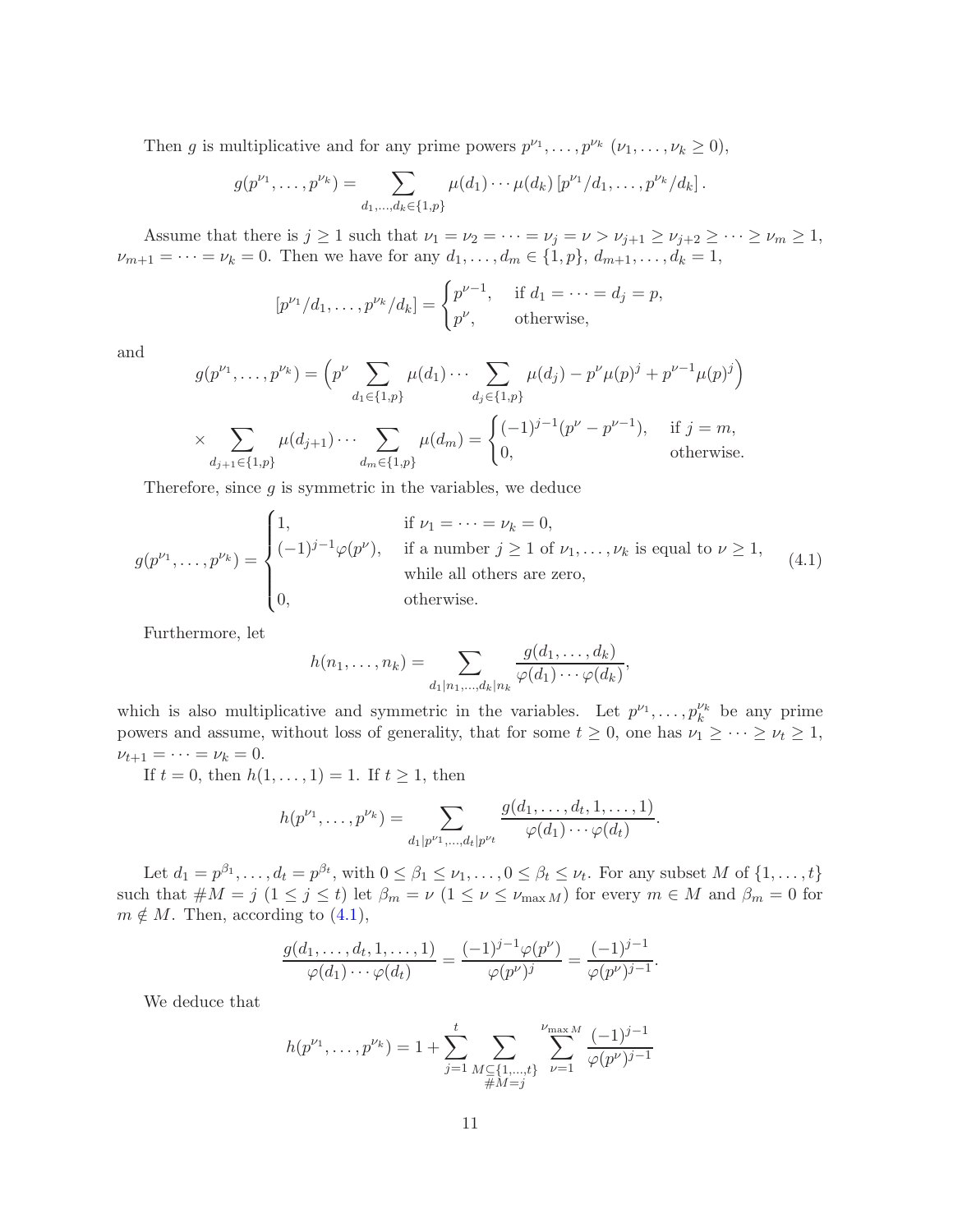Then $g$ is multiplicative and for any prime powers $p^{\nu_1}, \dots, p^{\nu_k}$ ($\nu_1, \dots, \nu_k \geq 0$),

$$g(p^{\nu_1}, \dots, p^{\nu_k}) = \sum_{d_1, \dots, d_k \in \{1,p\}} \mu(d_1) \cdots \mu(d_k) \, [p^{\nu_1}/d_1, \dots, p^{\nu_k}/d_k] \, .$$

Assume that there is $j \geq 1$ such that $\nu_1 = \nu_2 = \cdots = \nu_j = \nu > \nu_{j+1} \geq \nu_{j+2} \geq \cdots \geq \nu_m \geq 1$, $\nu_{m+1} = \cdots = \nu_k = 0$. Then we have for any $d_1, \dots, d_m \in \{1, p\}$, $d_{m+1}, \dots, d_k = 1$,

$$[p^{\nu_1}/d_1, \dots, p^{\nu_k}/d_k] = \begin{cases} p^{\nu-1}, & \text{if } d_1 = \cdots = d_j = p, \\ p^{\nu}, & \text{otherwise,} \end{cases}$$

and

$$g(p^{\nu_1}, \dots, p^{\nu_k}) = \Big( p^{\nu} \sum_{d_1 \in \{1,p\}} \mu(d_1) \cdots \sum_{d_j \in \{1,p\}} \mu(d_j) - p^{\nu} \mu(p)^j + p^{\nu-1} \mu(p)^j \Big)$$

$$\times \sum_{d_{j+1} \in \{1,p\}} \mu(d_{j+1}) \cdots \sum_{d_m \in \{1,p\}} \mu(d_m) = \begin{cases} (-1)^{j-1}(p^{\nu} - p^{\nu-1}), & \text{if } j = m, \\ 0, & \text{otherwise.} \end{cases}$$

Therefore, since $g$ is symmetric in the variables, we deduce

$$g(p^{\nu_1}, \dots, p^{\nu_k}) = \begin{cases} 1, & \text{if } \nu_1 = \cdots = \nu_k = 0, \\ (-1)^{j-1} \varphi(p^{\nu}), & \text{if a number } j \geq 1 \text{ of } \nu_1, \dots, \nu_k \text{ is equal to } \nu \geq 1, \\ & \text{while all others are zero,} \\ 0, & \text{otherwise.} \end{cases} \tag{4.1}$$

Furthermore, let

$$h(n_1, \dots, n_k) = \sum_{d_1 \mid n_1, \dots, d_k \mid n_k} \frac{g(d_1, \dots, d_k)}{\varphi(d_1) \cdots \varphi(d_k)},$$

which is also multiplicative and symmetric in the variables. Let $p^{\nu_1}, \dots, p_k^{\nu_k}$ be any prime powers and assume, without loss of generality, that for some $t \geq 0$, one has $\nu_1 \geq \cdots \geq \nu_t \geq 1$, $\nu_{t+1} = \cdots = \nu_k = 0$.

If $t = 0$, then $h(1, \dots, 1) = 1$. If $t \geq 1$, then

$$h(p^{\nu_1}, \dots, p^{\nu_k}) = \sum_{d_1 \mid p^{\nu_1}, \dots, d_t \mid p^{\nu_t}} \frac{g(d_1, \dots, d_t, 1, \dots, 1)}{\varphi(d_1) \cdots \varphi(d_t)}.$$

Let $d_1 = p^{\beta_1}, \dots, d_t = p^{\beta_t}$, with $0 \leq \beta_1 \leq \nu_1, \dots, 0 \leq \beta_t \leq \nu_t$. For any subset $M$ of $\{1, \dots, t\}$ such that $\# M = j$ ($1 \leq j \leq t$) let $\beta_m = \nu$ ($1 \leq \nu \leq \nu_{\max M}$) for every $m \in M$ and $\beta_m = 0$ for $m \notin M$. Then, according to (4.1),

$$\frac{g(d_1, \dots, d_t, 1, \dots, 1)}{\varphi(d_1) \cdots \varphi(d_t)} = \frac{(-1)^{j-1} \varphi(p^{\nu})}{\varphi(p^{\nu})^j} = \frac{(-1)^{j-1}}{\varphi(p^{\nu})^{j-1}}.$$

We deduce that

$$h(p^{\nu_1}, \dots, p^{\nu_k}) = 1 + \sum_{j=1}^{t} \sum_{\substack{M \subseteq \{1, \dots, t\} \\ \# M = j}} \sum_{\nu=1}^{\nu_{\max M}} \frac{(-1)^{j-1}}{\varphi(p^{\nu})^{j-1}}$$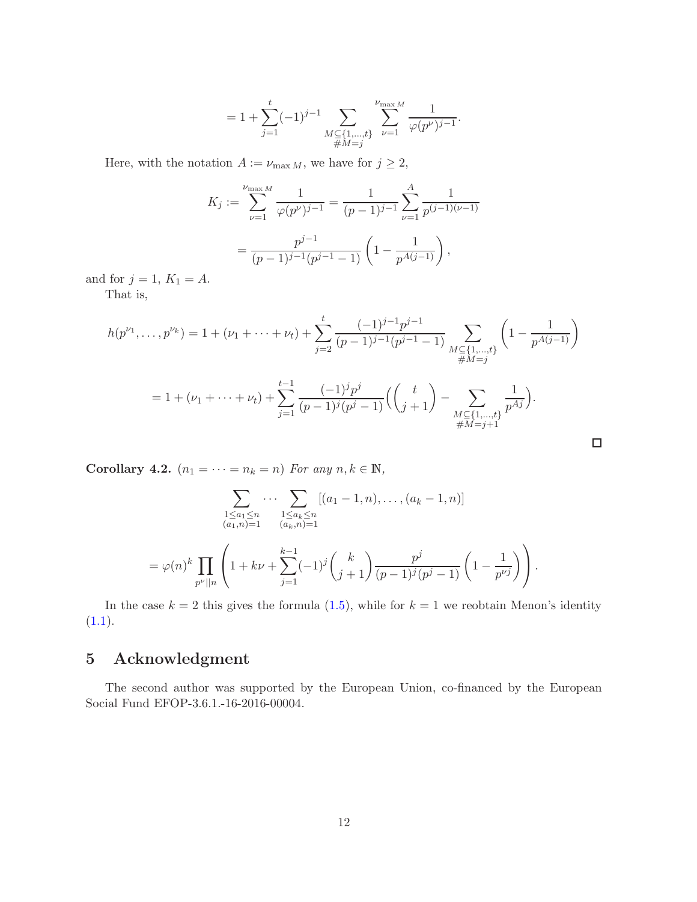$$= 1 + \sum_{j=1}^{t} (-1)^{j-1} \sum_{\substack{M \subseteq \{1,\ldots,t\} \\ \#M = j}} \sum_{\nu=1}^{\nu_{\max M}} \frac{1}{\varphi(p^\nu)^{j-1}}.$$

Here, with the notation $A := \nu_{\max M}$, we have for $j \geq 2$,

$$K_j := \sum_{\nu=1}^{\nu_{\max M}} \frac{1}{\varphi(p^\nu)^{j-1}} = \frac{1}{(p-1)^{j-1}} \sum_{\nu=1}^{A} \frac{1}{p^{(j-1)(\nu-1)}}$$

$$= \frac{p^{j-1}}{(p-1)^{j-1}(p^{j-1}-1)} \left(1 - \frac{1}{p^{A(j-1)}}\right),$$

and for $j = 1$, $K_1 = A$.

That is,

$$h(p^{\nu_1}, \ldots, p^{\nu_k}) = 1 + (\nu_1 + \cdots + \nu_t) + \sum_{j=2}^{t} \frac{(-1)^{j-1} p^{j-1}}{(p-1)^{j-1}(p^{j-1}-1)} \sum_{\substack{M \subseteq \{1,\ldots,t\} \\ \#M = j}} \left(1 - \frac{1}{p^{A(j-1)}}\right)$$

$$= 1 + (\nu_1 + \cdots + \nu_t) + \sum_{j=1}^{t-1} \frac{(-1)^j p^j}{(p-1)^j (p^j - 1)} \left( \binom{t}{j+1} - \sum_{\substack{M \subseteq \{1,\ldots,t\} \\ \#M = j+1}} \frac{1}{p^{Aj}} \right).$$

□

**Corollary 4.2.** $(n_1 = \cdots = n_k = n)$ *For any* $n, k \in \mathbb{N}$,

$$\sum_{\substack{1 \leq a_1 \leq n \\ (a_1, n) = 1}} \cdots \sum_{\substack{1 \leq a_k \leq n \\ (a_k, n) = 1}} [(a_1 - 1, n), \ldots, (a_k - 1, n)]$$

$$= \varphi(n)^k \prod_{p^\nu \| n} \left( 1 + k\nu + \sum_{j=1}^{k-1} (-1)^j \binom{k}{j+1} \frac{p^j}{(p-1)^j (p^j - 1)} \left(1 - \frac{1}{p^{\nu j}}\right) \right).$$

In the case $k = 2$ this gives the formula (1.5), while for $k = 1$ we reobtain Menon's identity (1.1).

## 5 Acknowledgment

The second author was supported by the European Union, co-financed by the European Social Fund EFOP-3.6.1.-16-2016-00004.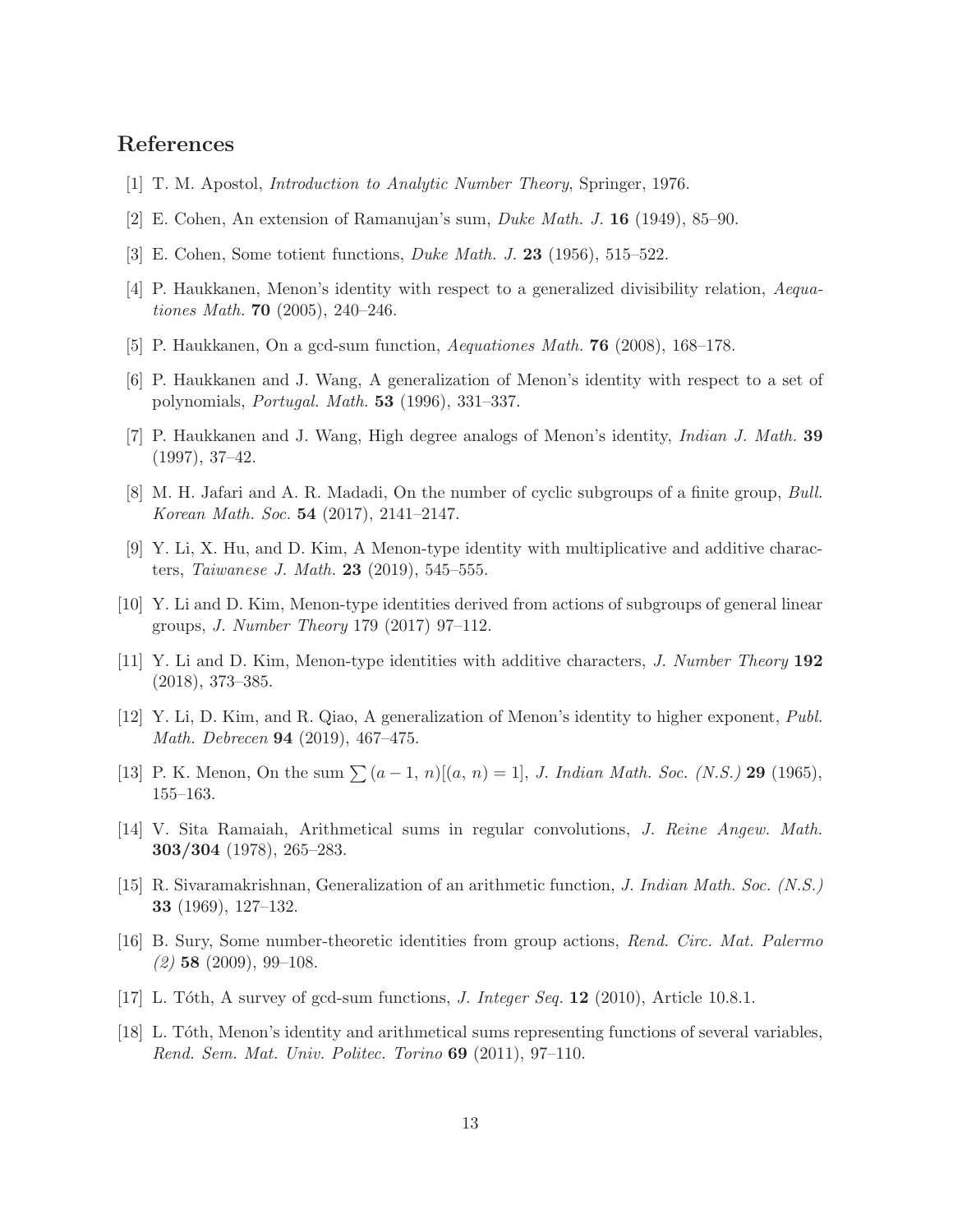## References

[1] T. M. Apostol, *Introduction to Analytic Number Theory*, Springer, 1976.

[2] E. Cohen, An extension of Ramanujan's sum, *Duke Math. J.* **16** (1949), 85–90.

[3] E. Cohen, Some totient functions, *Duke Math. J.* **23** (1956), 515–522.

[4] P. Haukkanen, Menon's identity with respect to a generalized divisibility relation, *Aequationes Math.* **70** (2005), 240–246.

[5] P. Haukkanen, On a gcd-sum function, *Aequationes Math.* **76** (2008), 168–178.

[6] P. Haukkanen and J. Wang, A generalization of Menon's identity with respect to a set of polynomials, *Portugal. Math.* **53** (1996), 331–337.

[7] P. Haukkanen and J. Wang, High degree analogs of Menon's identity, *Indian J. Math.* **39** (1997), 37–42.

[8] M. H. Jafari and A. R. Madadi, On the number of cyclic subgroups of a finite group, *Bull. Korean Math. Soc.* **54** (2017), 2141–2147.

[9] Y. Li, X. Hu, and D. Kim, A Menon-type identity with multiplicative and additive characters, *Taiwanese J. Math.* **23** (2019), 545–555.

[10] Y. Li and D. Kim, Menon-type identities derived from actions of subgroups of general linear groups, *J. Number Theory* 179 (2017) 97–112.

[11] Y. Li and D. Kim, Menon-type identities with additive characters, *J. Number Theory* **192** (2018), 373–385.

[12] Y. Li, D. Kim, and R. Qiao, A generalization of Menon's identity to higher exponent, *Publ. Math. Debrecen* **94** (2019), 467–475.

[13] P. K. Menon, On the sum $\sum (a-1,\, n)[(a,\, n)=1]$, *J. Indian Math. Soc. (N.S.)* **29** (1965), 155–163.

[14] V. Sita Ramaiah, Arithmetical sums in regular convolutions, *J. Reine Angew. Math.* **303/304** (1978), 265–283.

[15] R. Sivaramakrishnan, Generalization of an arithmetic function, *J. Indian Math. Soc. (N.S.)* **33** (1969), 127–132.

[16] B. Sury, Some number-theoretic identities from group actions, *Rend. Circ. Mat. Palermo (2)* **58** (2009), 99–108.

[17] L. Tóth, A survey of gcd-sum functions, *J. Integer Seq.* **12** (2010), Article 10.8.1.

[18] L. Tóth, Menon's identity and arithmetical sums representing functions of several variables, *Rend. Sem. Mat. Univ. Politec. Torino* **69** (2011), 97–110.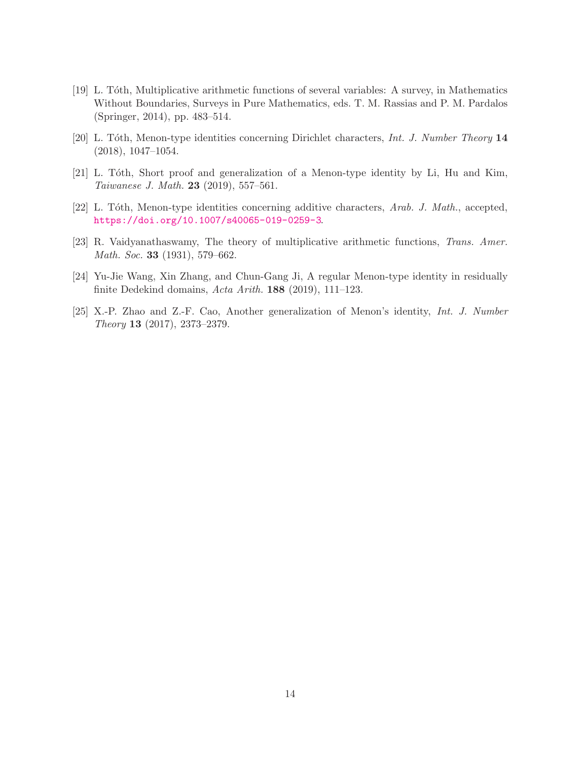[19] L. Tóth, Multiplicative arithmetic functions of several variables: A survey, in Mathematics Without Boundaries, Surveys in Pure Mathematics, eds. T. M. Rassias and P. M. Pardalos (Springer, 2014), pp. 483–514.

[20] L. Tóth, Menon-type identities concerning Dirichlet characters, *Int. J. Number Theory* **14** (2018), 1047–1054.

[21] L. Tóth, Short proof and generalization of a Menon-type identity by Li, Hu and Kim, *Taiwanese J. Math.* **23** (2019), 557–561.

[22] L. Tóth, Menon-type identities concerning additive characters, *Arab. J. Math.*, accepted, https://doi.org/10.1007/s40065-019-0259-3.

[23] R. Vaidyanathaswamy, The theory of multiplicative arithmetic functions, *Trans. Amer. Math. Soc.* **33** (1931), 579–662.

[24] Yu-Jie Wang, Xin Zhang, and Chun-Gang Ji, A regular Menon-type identity in residually finite Dedekind domains, *Acta Arith.* **188** (2019), 111–123.

[25] X.-P. Zhao and Z.-F. Cao, Another generalization of Menon's identity, *Int. J. Number Theory* **13** (2017), 2373–2379.